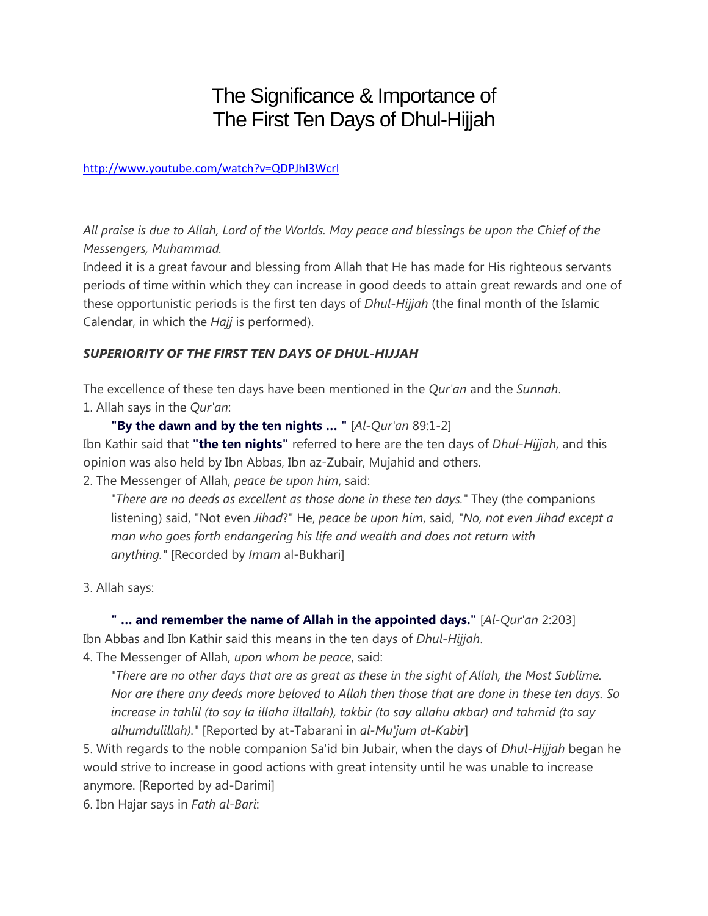# The Significance & Importance of The First Ten Days of Dhul-Hijjah

http://www.youtube.com/watch?v=QDPJhI3WcrI

*All praise is due to Allah, Lord of the Worlds. May peace and blessings be upon the Chief of the Messengers, Muhammad.*

Indeed it is a great favour and blessing from Allah that He has made for His righteous servants periods of time within which they can increase in good deeds to attain great rewards and one of these opportunistic periods is the first ten days of *Dhul-Hijjah* (the final month of the Islamic Calendar, in which the *Hajj* is performed).

***SUPERIORITY OF THE FIRST TEN DAYS OF DHUL-HIJJAH***

The excellence of these ten days have been mentioned in the *Qur'an* and the *Sunnah*.

1. Allah says in the *Qur'an*:

> **"By the dawn and by the ten nights ... "** [*Al-Qur'an* 89:1-2]

Ibn Kathir said that **"the ten nights"** referred to here are the ten days of *Dhul-Hijjah*, and this opinion was also held by Ibn Abbas, Ibn az-Zubair, Mujahid and others.

2. The Messenger of Allah, *peace be upon him*, said:

> *"There are no deeds as excellent as those done in these ten days."* They (the companions listening) said, "Not even *Jihad*?" He, *peace be upon him*, said, *"No, not even Jihad except a man who goes forth endangering his life and wealth and does not return with anything."* [Recorded by *Imam* al-Bukhari]

3. Allah says:

> **" ... and remember the name of Allah in the appointed days."** [*Al-Qur'an* 2:203]

Ibn Abbas and Ibn Kathir said this means in the ten days of *Dhul-Hijjah*.

4. The Messenger of Allah, *upon whom be peace*, said:

> *"There are no other days that are as great as these in the sight of Allah, the Most Sublime. Nor are there any deeds more beloved to Allah then those that are done in these ten days. So increase in tahlil (to say la illaha illallah), takbir (to say allahu akbar) and tahmid (to say alhumdulillah)."* [Reported by at-Tabarani in *al-Mu'jum al-Kabir*]

5. With regards to the noble companion Sa'id bin Jubair, when the days of *Dhul-Hijjah* began he would strive to increase in good actions with great intensity until he was unable to increase anymore. [Reported by ad-Darimi]

6. Ibn Hajar says in *Fath al-Bari*: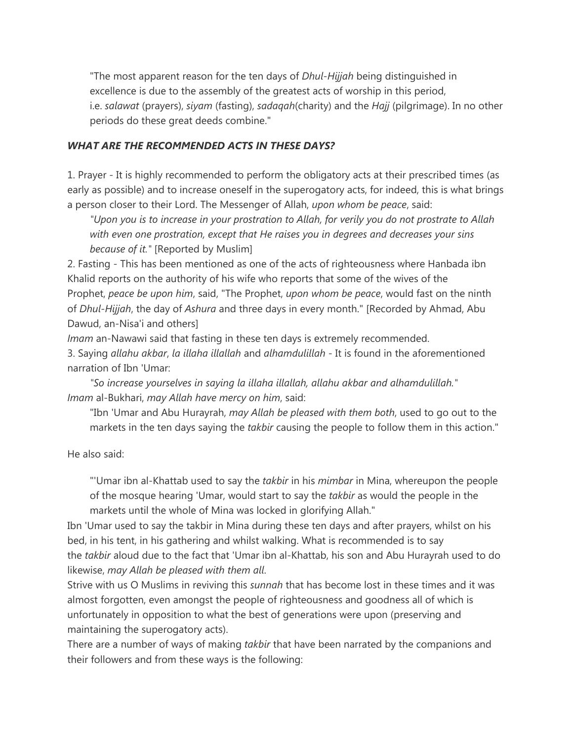> "The most apparent reason for the ten days of *Dhul-Hijjah* being distinguished in excellence is due to the assembly of the greatest acts of worship in this period, i.e. *salawat* (prayers), *siyam* (fasting), *sadaqah*(charity) and the *Hajj* (pilgrimage). In no other periods do these great deeds combine."

***WHAT ARE THE RECOMMENDED ACTS IN THESE DAYS?***

1. Prayer - It is highly recommended to perform the obligatory acts at their prescribed times (as early as possible) and to increase oneself in the superogatory acts, for indeed, this is what brings a person closer to their Lord. The Messenger of Allah, *upon whom be peace*, said:

> *"Upon you is to increase in your prostration to Allah, for verily you do not prostrate to Allah with even one prostration, except that He raises you in degrees and decreases your sins because of it."* [Reported by Muslim]

2. Fasting - This has been mentioned as one of the acts of righteousness where Hanbada ibn Khalid reports on the authority of his wife who reports that some of the wives of the Prophet, *peace be upon him*, said, "The Prophet, *upon whom be peace*, would fast on the ninth of *Dhul-Hijjah*, the day of *Ashura* and three days in every month." [Recorded by Ahmad, Abu Dawud, an-Nisa'i and others]

*Imam* an-Nawawi said that fasting in these ten days is extremely recommended.

3. Saying *allahu akbar*, *la illaha illallah* and *alhamdulillah* - It is found in the aforementioned narration of Ibn 'Umar:

> *"So increase yourselves in saying la illaha illallah, allahu akbar and alhamdulillah."*

*Imam* al-Bukhari, *may Allah have mercy on him*, said:

> "Ibn 'Umar and Abu Hurayrah, *may Allah be pleased with them both*, used to go out to the markets in the ten days saying the *takbir* causing the people to follow them in this action."

He also said:

> "'Umar ibn al-Khattab used to say the *takbir* in his *mimbar* in Mina, whereupon the people of the mosque hearing 'Umar, would start to say the *takbir* as would the people in the markets until the whole of Mina was locked in glorifying Allah."

Ibn 'Umar used to say the takbir in Mina during these ten days and after prayers, whilst on his bed, in his tent, in his gathering and whilst walking. What is recommended is to say the *takbir* aloud due to the fact that 'Umar ibn al-Khattab, his son and Abu Hurayrah used to do likewise, *may Allah be pleased with them all*.

Strive with us O Muslims in reviving this *sunnah* that has become lost in these times and it was almost forgotten, even amongst the people of righteousness and goodness all of which is unfortunately in opposition to what the best of generations were upon (preserving and maintaining the superogatory acts).

There are a number of ways of making *takbir* that have been narrated by the companions and their followers and from these ways is the following: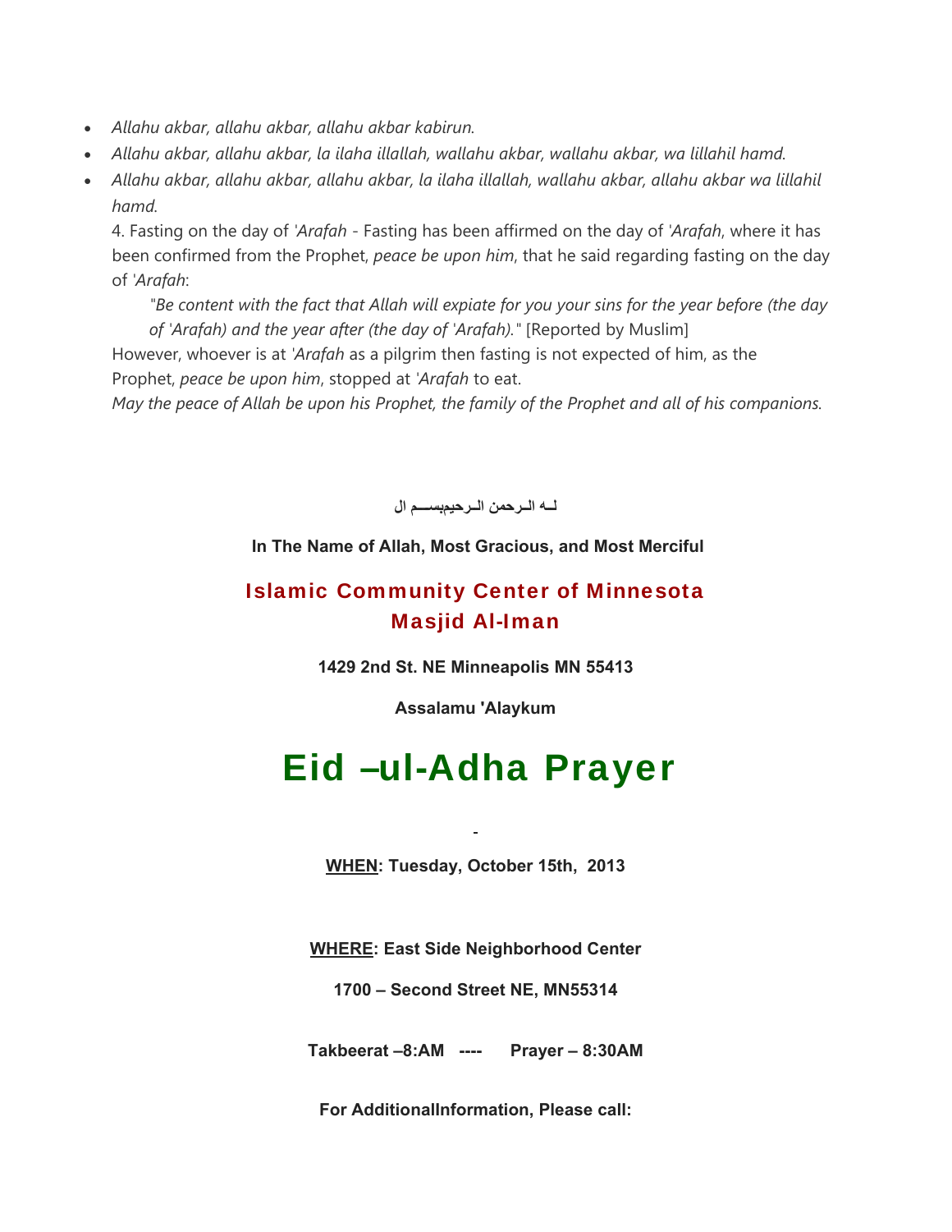- *Allahu akbar, allahu akbar, allahu akbar kabirun.*
- *Allahu akbar, allahu akbar, la ilaha illallah, wallahu akbar, wallahu akbar, wa lillahil hamd.*
- *Allahu akbar, allahu akbar, allahu akbar, la ilaha illallah, wallahu akbar, allahu akbar wa lillahil hamd.*

4. Fasting on the day of *'Arafah* - Fasting has been affirmed on the day of *'Arafah*, where it has been confirmed from the Prophet, *peace be upon him*, that he said regarding fasting on the day of *'Arafah*:

> "*Be content with the fact that Allah will expiate for you your sins for the year before (the day of 'Arafah) and the year after (the day of 'Arafah).*" [Reported by Muslim]

However, whoever is at *'Arafah* as a pilgrim then fasting is not expected of him, as the Prophet, *peace be upon him*, stopped at *'Arafah* to eat.

*May the peace of Allah be upon his Prophet, the family of the Prophet and all of his companions.*

**لــه الـرحمن الـرحيمبســم ال**

**In The Name of Allah, Most Gracious, and Most Merciful**

## Islamic Community Center of Minnesota
## Masjid Al-Iman

**1429 2nd St. NE Minneapolis MN 55413**

**Assalamu 'Alaykum**

# Eid –ul-Adha Prayer

**WHEN: Tuesday, October 15th, 2013**

**WHERE: East Side Neighborhood Center**

**1700 – Second Street NE, MN55314**

**Takbeerat –8:AM ---- Prayer – 8:30AM**

**For AdditionalInformation, Please call:**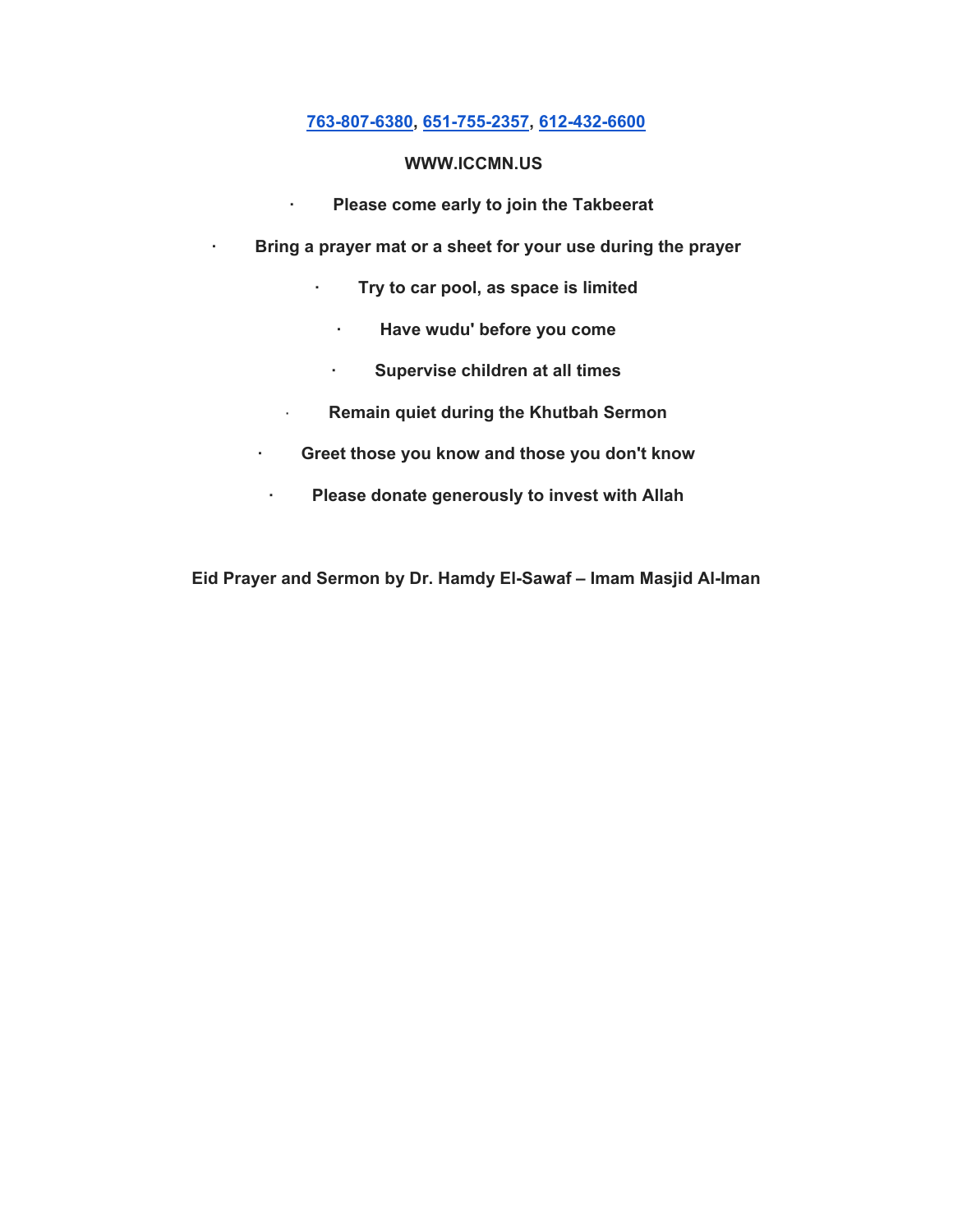**763-807-6380, 651-755-2357, 612-432-6600**

**WWW.ICCMN.US**

- **Please come early to join the Takbeerat**
- **Bring a prayer mat or a sheet for your use during the prayer**
- **Try to car pool, as space is limited**
- **Have wudu' before you come**
- **Supervise children at all times**
- **Remain quiet during the Khutbah Sermon**
- **Greet those you know and those you don't know**
- **Please donate generously to invest with Allah**

**Eid Prayer and Sermon by Dr. Hamdy El-Sawaf – Imam Masjid Al-Iman**